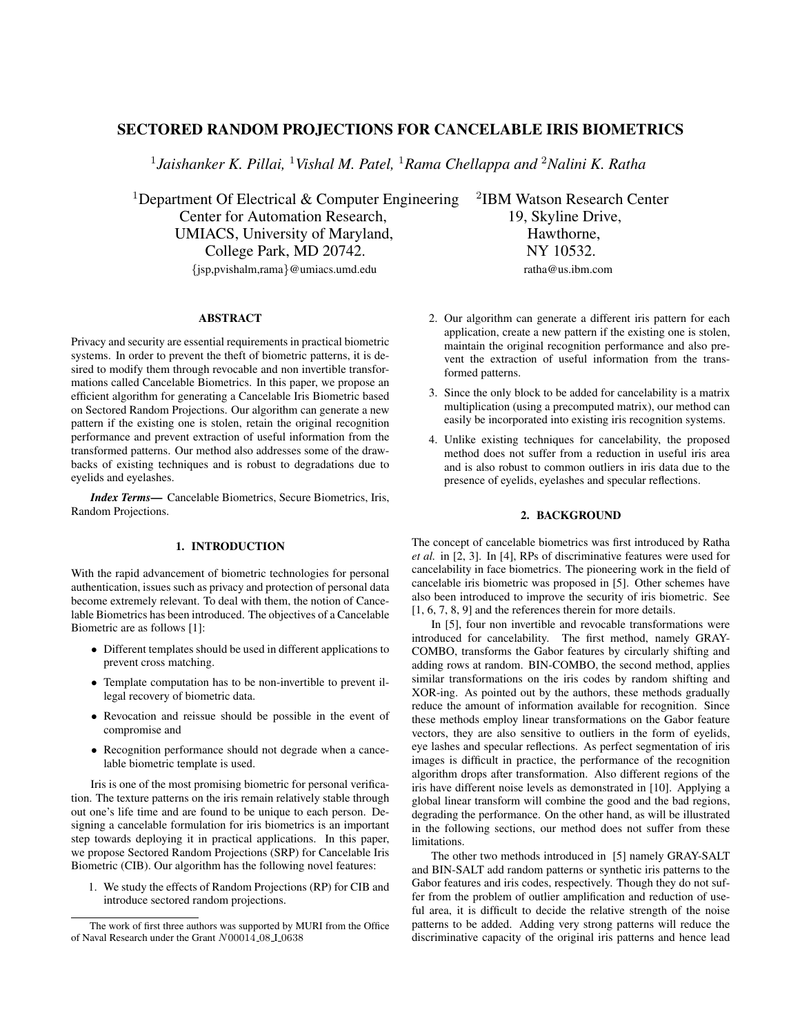# SECTORED RANDOM PROJECTIONS FOR CANCELABLE IRIS BIOMETRICS

[1]*Jaishanker K. Pillai,* [1]*Vishal M. Patel,* [1]*Rama Chellappa and* [2]*Nalini K. Ratha*

[1]Department Of Electrical & Computer Engineering
Center for Automation Research,
UMIACS, University of Maryland,
College Park, MD 20742.
{jsp,pvishalm,rama}@umiacs.umd.edu

[2]IBM Watson Research Center
19, Skyline Drive,
Hawthorne,
NY 10532.
ratha@us.ibm.com

## ABSTRACT

Privacy and security are essential requirements in practical biometric systems. In order to prevent the theft of biometric patterns, it is desired to modify them through revocable and non invertible transformations called Cancelable Biometrics. In this paper, we propose an efficient algorithm for generating a Cancelable Iris Biometric based on Sectored Random Projections. Our algorithm can generate a new pattern if the existing one is stolen, retain the original recognition performance and prevent extraction of useful information from the transformed patterns. Our method also addresses some of the drawbacks of existing techniques and is robust to degradations due to eyelids and eyelashes.

***Index Terms—*** Cancelable Biometrics, Secure Biometrics, Iris, Random Projections.

## 1. INTRODUCTION

With the rapid advancement of biometric technologies for personal authentication, issues such as privacy and protection of personal data become extremely relevant. To deal with them, the notion of Cancelable Biometrics has been introduced. The objectives of a Cancelable Biometric are as follows [1]:

- Different templates should be used in different applications to prevent cross matching.
- Template computation has to be non-invertible to prevent illegal recovery of biometric data.
- Revocation and reissue should be possible in the event of compromise and
- Recognition performance should not degrade when a cancelable biometric template is used.

Iris is one of the most promising biometric for personal verification. The texture patterns on the iris remain relatively stable through out one's life time and are found to be unique to each person. Designing a cancelable formulation for iris biometrics is an important step towards deploying it in practical applications. In this paper, we propose Sectored Random Projections (SRP) for Cancelable Iris Biometric (CIB). Our algorithm has the following novel features:

1. We study the effects of Random Projections (RP) for CIB and introduce sectored random projections.
2. Our algorithm can generate a different iris pattern for each application, create a new pattern if the existing one is stolen, maintain the original recognition performance and also prevent the extraction of useful information from the transformed patterns.
3. Since the only block to be added for cancelability is a matrix multiplication (using a precomputed matrix), our method can easily be incorporated into existing iris recognition systems.
4. Unlike existing techniques for cancelability, the proposed method does not suffer from a reduction in useful iris area and is also robust to common outliers in iris data due to the presence of eyelids, eyelashes and specular reflections.

The work of first three authors was supported by MURI from the Office of Naval Research under the Grant $N00014\_08\_I\_0638$

## 2. BACKGROUND

The concept of cancelable biometrics was first introduced by Ratha *et al.* in [2, 3]. In [4], RPs of discriminative features were used for cancelability in face biometrics. The pioneering work in the field of cancelable iris biometric was proposed in [5]. Other schemes have also been introduced to improve the security of iris biometric. See [1, 6, 7, 8, 9] and the references therein for more details.

In [5], four non invertible and revocable transformations were introduced for cancelability. The first method, namely GRAY-COMBO, transforms the Gabor features by circularly shifting and adding rows at random. BIN-COMBO, the second method, applies similar transformations on the iris codes by random shifting and XOR-ing. As pointed out by the authors, these methods gradually reduce the amount of information available for recognition. Since these methods employ linear transformations on the Gabor feature vectors, they are also sensitive to outliers in the form of eyelids, eye lashes and specular reflections. As perfect segmentation of iris images is difficult in practice, the performance of the recognition algorithm drops after transformation. Also different regions of the iris have different noise levels as demonstrated in [10]. Applying a global linear transform will combine the good and the bad regions, degrading the performance. On the other hand, as will be illustrated in the following sections, our method does not suffer from these limitations.

The other two methods introduced in [5] namely GRAY-SALT and BIN-SALT add random patterns or synthetic iris patterns to the Gabor features and iris codes, respectively. Though they do not suffer from the problem of outlier amplification and reduction of useful area, it is difficult to decide the relative strength of the noise patterns to be added. Adding very strong patterns will reduce the discriminative capacity of the original iris patterns and hence lead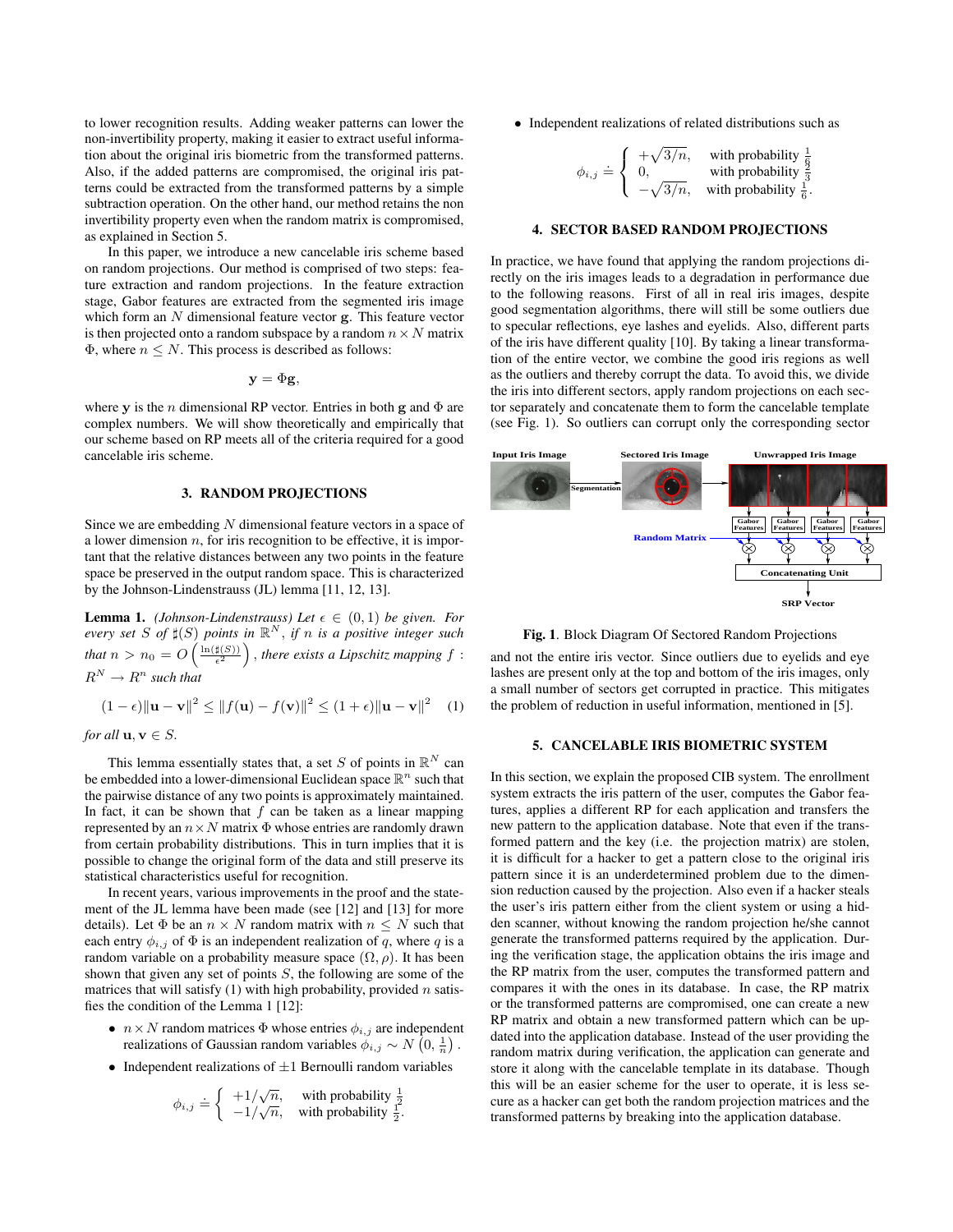to lower recognition results. Adding weaker patterns can lower the non-invertibility property, making it easier to extract useful information about the original iris biometric from the transformed patterns. Also, if the added patterns are compromised, the original iris patterns could be extracted from the transformed patterns by a simple subtraction operation. On the other hand, our method retains the non invertibility property even when the random matrix is compromised, as explained in Section 5.

In this paper, we introduce a new cancelable iris scheme based on random projections. Our method is comprised of two steps: feature extraction and random projections. In the feature extraction stage, Gabor features are extracted from the segmented iris image which form an $N$ dimensional feature vector $\mathbf{g}$. This feature vector is then projected onto a random subspace by a random $n \times N$ matrix $\Phi$, where $n \leq N$. This process is described as follows:

$$\mathbf{y} = \Phi \mathbf{g},$$

where $\mathbf{y}$ is the $n$ dimensional RP vector. Entries in both $\mathbf{g}$ and $\Phi$ are complex numbers. We will show theoretically and empirically that our scheme based on RP meets all of the criteria required for a good cancelable iris scheme.

## 3. RANDOM PROJECTIONS

Since we are embedding $N$ dimensional feature vectors in a space of a lower dimension $n$, for iris recognition to be effective, it is important that the relative distances between any two points in the feature space be preserved in the output random space. This is characterized by the Johnson-Lindenstrauss (JL) lemma [11, 12, 13].

**Lemma 1.** *(Johnson-Lindenstrauss) Let $\epsilon \in (0, 1)$ be given. For every set $S$ of $\sharp(S)$ points in $\mathbb{R}^N$, if $n$ is a positive integer such that $n > n_0 = O\left(\frac{\ln(\sharp(S))}{\epsilon^2}\right)$, there exists a Lipschitz mapping $f : R^N \to R^n$ such that*

$$(1 - \epsilon)\|\mathbf{u} - \mathbf{v}\|^2 \leq \|f(\mathbf{u}) - f(\mathbf{v})\|^2 \leq (1 + \epsilon)\|\mathbf{u} - \mathbf{v}\|^2 \quad (1)$$

*for all $\mathbf{u}, \mathbf{v} \in S$.*

This lemma essentially states that, a set $S$ of points in $\mathbb{R}^N$ can be embedded into a lower-dimensional Euclidean space $\mathbb{R}^n$ such that the pairwise distance of any two points is approximately maintained. In fact, it can be shown that $f$ can be taken as a linear mapping represented by an $n \times N$ matrix $\Phi$ whose entries are randomly drawn from certain probability distributions. This in turn implies that it is possible to change the original form of the data and still preserve its statistical characteristics useful for recognition.

In recent years, various improvements in the proof and the statement of the JL lemma have been made (see [12] and [13] for more details). Let $\Phi$ be an $n \times N$ random matrix with $n \leq N$ such that each entry $\phi_{i,j}$ of $\Phi$ is an independent realization of $q$, where $q$ is a random variable on a probability measure space $(\Omega, \rho)$. It has been shown that given any set of points $S$, the following are some of the matrices that will satisfy (1) with high probability, provided $n$ satisfies the condition of the Lemma 1 [12]:

- $n \times N$ random matrices $\Phi$ whose entries $\phi_{i,j}$ are independent realizations of Gaussian random variables $\phi_{i,j} \sim N\left(0, \frac{1}{n}\right)$.
- Independent realizations of $\pm 1$ Bernoulli random variables

$$\phi_{i,j} \doteq \begin{cases} +1/\sqrt{n}, & \text{with probability } \frac{1}{2} \\ -1/\sqrt{n}, & \text{with probability } \frac{1}{2}. \end{cases}$$

- Independent realizations of related distributions such as

$$\phi_{i,j} \doteq \begin{cases} +\sqrt{3/n}, & \text{with probability } \frac{1}{6} \\ 0, & \text{with probability } \frac{2}{3} \\ -\sqrt{3/n}, & \text{with probability } \frac{1}{6}. \end{cases}$$

## 4. SECTOR BASED RANDOM PROJECTIONS

In practice, we have found that applying the random projections directly on the iris images leads to a degradation in performance due to the following reasons. First of all in real iris images, despite good segmentation algorithms, there will still be some outliers due to specular reflections, eye lashes and eyelids. Also, different parts of the iris have different quality [10]. By taking a linear transformation of the entire vector, we combine the good iris regions as well as the outliers and thereby corrupt the data. To avoid this, we divide the iris into different sectors, apply random projections on each sector separately and concatenate them to form the cancelable template (see Fig. 1). So outliers can corrupt only the corresponding sector and not the entire iris vector. Since outliers due to eyelids and eye lashes are present only at the top and bottom of the iris images, only a small number of sectors get corrupted in practice. This mitigates the problem of reduction in useful information, mentioned in [5].

Input Iris Image
Segmentation
Sectored Iris Image
Unwrapped Iris Image
Gabor Features
Gabor Features
Gabor Features
Gabor Features
Random Matrix
Concatenating Unit
SRP Vector

**Fig. 1**. Block Diagram Of Sectored Random Projections

## 5. CANCELABLE IRIS BIOMETRIC SYSTEM

In this section, we explain the proposed CIB system. The enrollment system extracts the iris pattern of the user, computes the Gabor features, applies a different RP for each application and transfers the new pattern to the application database. Note that even if the transformed pattern and the key (i.e. the projection matrix) are stolen, it is difficult for a hacker to get a pattern close to the original iris pattern since it is an underdetermined problem due to the dimension reduction caused by the projection. Also even if a hacker steals the user's iris pattern either from the client system or using a hidden scanner, without knowing the random projection he/she cannot generate the transformed patterns required by the application. During the verification stage, the application obtains the iris image and the RP matrix from the user, computes the transformed pattern and compares it with the ones in its database. In case, the RP matrix or the transformed patterns are compromised, one can create a new RP matrix and obtain a new transformed pattern which can be updated into the application database. Instead of the user providing the random matrix during verification, the application can generate and store it along with the cancelable template in its database. Though this will be an easier scheme for the user to operate, it is less secure as a hacker can get both the random projection matrices and the transformed patterns by breaking into the application database.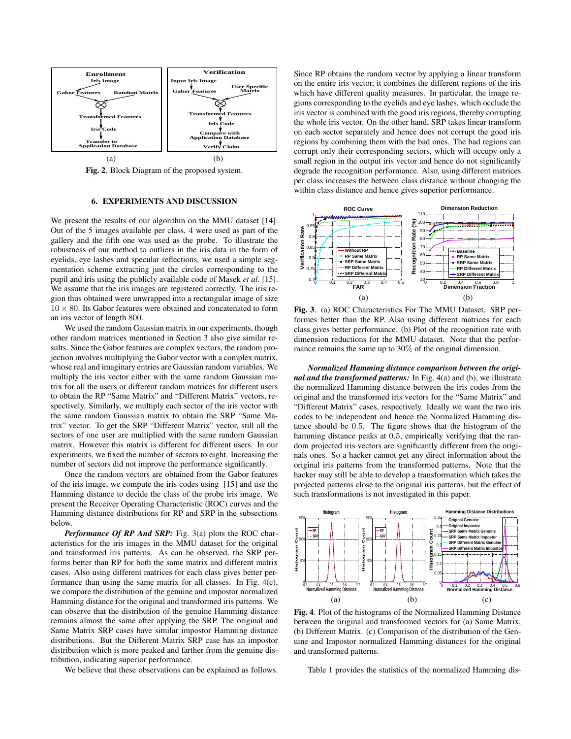**Fig. 2**. Block Diagram of the proposed system.

## 6. EXPERIMENTS AND DISCUSSION

We present the results of our algorithm on the MMU dataset [14]. Out of the 5 images available per class, 4 were used as part of the gallery and the fifth one was used as the probe. To illustrate the robustness of our method to outliers in the iris data in the form of eyelids, eye lashes and specular reflections, we used a simple segmentation scheme extracting just the circles corresponding to the pupil and iris using the publicly available code of Masek *et al.* [15]. We assume that the iris images are registered correctly. The iris region thus obtained were unwrapped into a rectangular image of size $10 \times 80$. Its Gabor features were obtained and concatenated to form an iris vector of length 800.

We used the random Gaussian matrix in our experiments, though other random matrices mentioned in Section 3 also give similar results. Since the Gabor features are complex vectors, the random projection involves multiplying the Gabor vector with a complex matrix, whose real and imaginary entries are Gaussian random variables. We multiply the iris vector either with the same random Gaussian matrix for all the users or different random matrices for different users to obtain the RP "Same Matrix" and "Different Matrix" vectors, respectively. Similarly, we multiply each sector of the iris vector with the same random Gaussian matrix to obtain the SRP "Same Matrix" vector. To get the SRP "Different Matrix" vector, still all the sectors of one user are multiplied with the same random Gaussian matrix. However this matrix is different for different users. In our experiments, we fixed the number of sectors to eight. Increasing the number of sectors did not improve the performance significantly.

Once the random vectors are obtained from the Gabor features of the iris image, we compute the iris codes using [15] and use the Hamming distance to decide the class of the probe iris image. We present the Receiver Operating Characteristic (ROC) curves and the Hamming distance distributions for RP and SRP in the subsections below.

***Performance Of RP And SRP:*** Fig. 3(a) plots the ROC characteristics for the iris images in the MMU dataset for the original and transformed iris patterns. As can be observed, the SRP performs better than RP for both the same matrix and different matrix cases. Also using different matrices for each class gives better performance than using the same matrix for all classes. In Fig. 4(c), we compare the distribution of the genuine and impostor normalized Hamming distance for the original and transformed iris patterns. We can observe that the distribution of the genuine Hamming distance remains almost the same after applying the SRP. The original and Same Matrix SRP cases have similar impostor Hamming distance distributions. But the Different Matrix SRP case has an impostor distribution which is more peaked and farther from the genuine distribution, indicating superior performance.

We believe that these observations can be explained as follows. Since RP obtains the random vector by applying a linear transform on the entire iris vector, it combines the different regions of the iris which have different quality measures. In particular, the image regions corresponding to the eyelids and eye lashes, which occlude the iris vector is combined with the good iris regions, thereby corrupting the whole iris vector. On the other hand, SRP takes linear transform on each sector separately and hence does not corrupt the good iris regions by combining them with the bad ones. The bad regions can corrupt only their corresponding sectors, which will occupy only a small region in the output iris vector and hence do not significantly degrade the recognition performance. Also, using different matrices per class increases the between class distance without changing the within class distance and hence gives superior performance.

**Fig. 3**. (a) ROC Characteristics For The MMU Dataset. SRP performes better than the RP. Also using different matrices for each class gives better performance. (b) Plot of the recognition rate with dimension reductions for the MMU dataset. Note that the performance remains the same up to 30% of the original dimension.

***Normalized Hamming distance comparison between the original and the transformed patterns:*** In Fig. 4(a) and (b), we illustrate the normalized Hamming distance between the iris codes from the original and the transformed iris vectors for the "Same Matrix" and "Different Matrix" cases, respectively. Ideally we want the two iris codes to be independent and hence the Normalized Hamming distance should be 0.5. The figure shows that the histogram of the hamming distance peaks at 0.5, empirically verifying that the random projected iris vectors are significantly different from the originals ones. So a hacker cannot get any direct information about the original iris patterns from the transformed patterns. Note that the hacker may still be able to develop a transformation which takes the projected patterns close to the original iris patterns, but the effect of such transformations is not investigated in this paper.

**Fig. 4**. Plot of the histograms of the Normalized Hamming Distance between the original and transformed vectors for (a) Same Matrix, (b) Different Matrix. (c) Comparison of the distribution of the Genuine and Impostor normalized Hamming distances for the original and transformed patterns.

Table 1 provides the statistics of the normalized Hamming dis-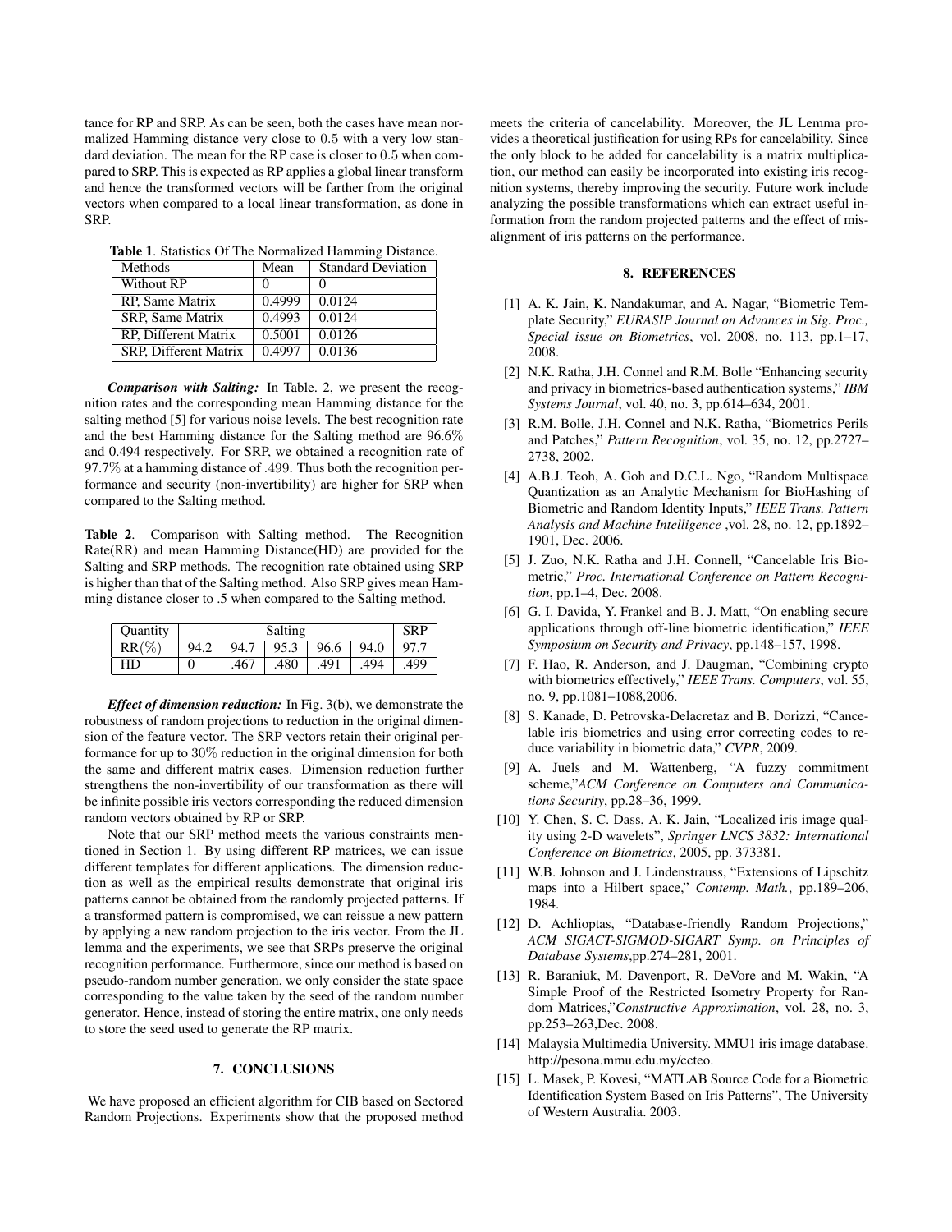tance for RP and SRP. As can be seen, both the cases have mean normalized Hamming distance very close to $0.5$ with a very low standard deviation. The mean for the RP case is closer to $0.5$ when compared to SRP. This is expected as RP applies a global linear transform and hence the transformed vectors will be farther from the original vectors when compared to a local linear transformation, as done in SRP.

**Table 1**. Statistics Of The Normalized Hamming Distance.

| Methods | Mean | Standard Deviation |
|---|---|---|
| Without RP | 0 | 0 |
| RP, Same Matrix | 0.4999 | 0.0124 |
| SRP, Same Matrix | 0.4993 | 0.0124 |
| RP, Different Matrix | 0.5001 | 0.0126 |
| SRP, Different Matrix | 0.4997 | 0.0136 |

***Comparison with Salting:*** In Table. 2, we present the recognition rates and the corresponding mean Hamming distance for the salting method [5] for various noise levels. The best recognition rate and the best Hamming distance for the Salting method are $96.6\%$ and 0.494 respectively. For SRP, we obtained a recognition rate of $97.7\%$ at a hamming distance of $.499$. Thus both the recognition performance and security (non-invertibility) are higher for SRP when compared to the Salting method.

**Table 2**. Comparison with Salting method. The Recognition Rate(RR) and mean Hamming Distance(HD) are provided for the Salting and SRP methods. The recognition rate obtained using SRP is higher than that of the Salting method. Also SRP gives mean Hamming distance closer to .5 when compared to the Salting method.

| Quantity | Salting | | | | | SRP |
|---|---|---|---|---|---|---|
| RR($\%$) | 94.2 | 94.7 | 95.3 | 96.6 | 94.0 | 97.7 |
| HD | 0 | .467 | .480 | .491 | .494 | .499 |

***Effect of dimension reduction:*** In Fig. 3(b), we demonstrate the robustness of random projections to reduction in the original dimension of the feature vector. The SRP vectors retain their original performance for up to $30\%$ reduction in the original dimension for both the same and different matrix cases. Dimension reduction further strengthens the non-invertibility of our transformation as there will be infinite possible iris vectors corresponding the reduced dimension random vectors obtained by RP or SRP.

Note that our SRP method meets the various constraints mentioned in Section 1. By using different RP matrices, we can issue different templates for different applications. The dimension reduction as well as the empirical results demonstrate that original iris patterns cannot be obtained from the randomly projected patterns. If a transformed pattern is compromised, we can reissue a new pattern by applying a new random projection to the iris vector. From the JL lemma and the experiments, we see that SRPs preserve the original recognition performance. Furthermore, since our method is based on pseudo-random number generation, we only consider the state space corresponding to the value taken by the seed of the random number generator. Hence, instead of storing the entire matrix, one only needs to store the seed used to generate the RP matrix.

## 7. CONCLUSIONS

We have proposed an efficient algorithm for CIB based on Sectored Random Projections. Experiments show that the proposed method meets the criteria of cancelability. Moreover, the JL Lemma provides a theoretical justification for using RPs for cancelability. Since the only block to be added for cancelability is a matrix multiplication, our method can easily be incorporated into existing iris recognition systems, thereby improving the security. Future work include analyzing the possible transformations which can extract useful information from the random projected patterns and the effect of misalignment of iris patterns on the performance.

## 8. REFERENCES

[1] A. K. Jain, K. Nandakumar, and A. Nagar, "Biometric Template Security," *EURASIP Journal on Advances in Sig. Proc., Special issue on Biometrics*, vol. 2008, no. 113, pp.1–17, 2008.

[2] N.K. Ratha, J.H. Connel and R.M. Bolle "Enhancing security and privacy in biometrics-based authentication systems," *IBM Systems Journal*, vol. 40, no. 3, pp.614–634, 2001.

[3] R.M. Bolle, J.H. Connel and N.K. Ratha, "Biometrics Perils and Patches," *Pattern Recognition*, vol. 35, no. 12, pp.2727–2738, 2002.

[4] A.B.J. Teoh, A. Goh and D.C.L. Ngo, "Random Multispace Quantization as an Analytic Mechanism for BioHashing of Biometric and Random Identity Inputs," *IEEE Trans. Pattern Analysis and Machine Intelligence* ,vol. 28, no. 12, pp.1892–1901, Dec. 2006.

[5] J. Zuo, N.K. Ratha and J.H. Connell, "Cancelable Iris Biometric," *Proc. International Conference on Pattern Recognition*, pp.1–4, Dec. 2008.

[6] G. I. Davida, Y. Frankel and B. J. Matt, "On enabling secure applications through off-line biometric identification," *IEEE Symposium on Security and Privacy*, pp.148–157, 1998.

[7] F. Hao, R. Anderson, and J. Daugman, "Combining crypto with biometrics effectively," *IEEE Trans. Computers*, vol. 55, no. 9, pp.1081–1088,2006.

[8] S. Kanade, D. Petrovska-Delacretaz and B. Dorizzi, "Cancelable iris biometrics and using error correcting codes to reduce variability in biometric data," *CVPR*, 2009.

[9] A. Juels and M. Wattenberg, "A fuzzy commitment scheme,"*ACM Conference on Computers and Communications Security*, pp.28–36, 1999.

[10] Y. Chen, S. C. Dass, A. K. Jain, "Localized iris image quality using 2-D wavelets", *Springer LNCS 3832: International Conference on Biometrics*, 2005, pp. 373381.

[11] W.B. Johnson and J. Lindenstrauss, "Extensions of Lipschitz maps into a Hilbert space," *Contemp. Math.*, pp.189–206, 1984.

[12] D. Achlioptas, "Database-friendly Random Projections," *ACM SIGACT-SIGMOD-SIGART Symp. on Principles of Database Systems*,pp.274–281, 2001.

[13] R. Baraniuk, M. Davenport, R. DeVore and M. Wakin, "A Simple Proof of the Restricted Isometry Property for Random Matrices,"*Constructive Approximation*, vol. 28, no. 3, pp.253–263,Dec. 2008.

[14] Malaysia Multimedia University. MMU1 iris image database. http://pesona.mmu.edu.my/ccteo.

[15] L. Masek, P. Kovesi, "MATLAB Source Code for a Biometric Identification System Based on Iris Patterns", The University of Western Australia. 2003.